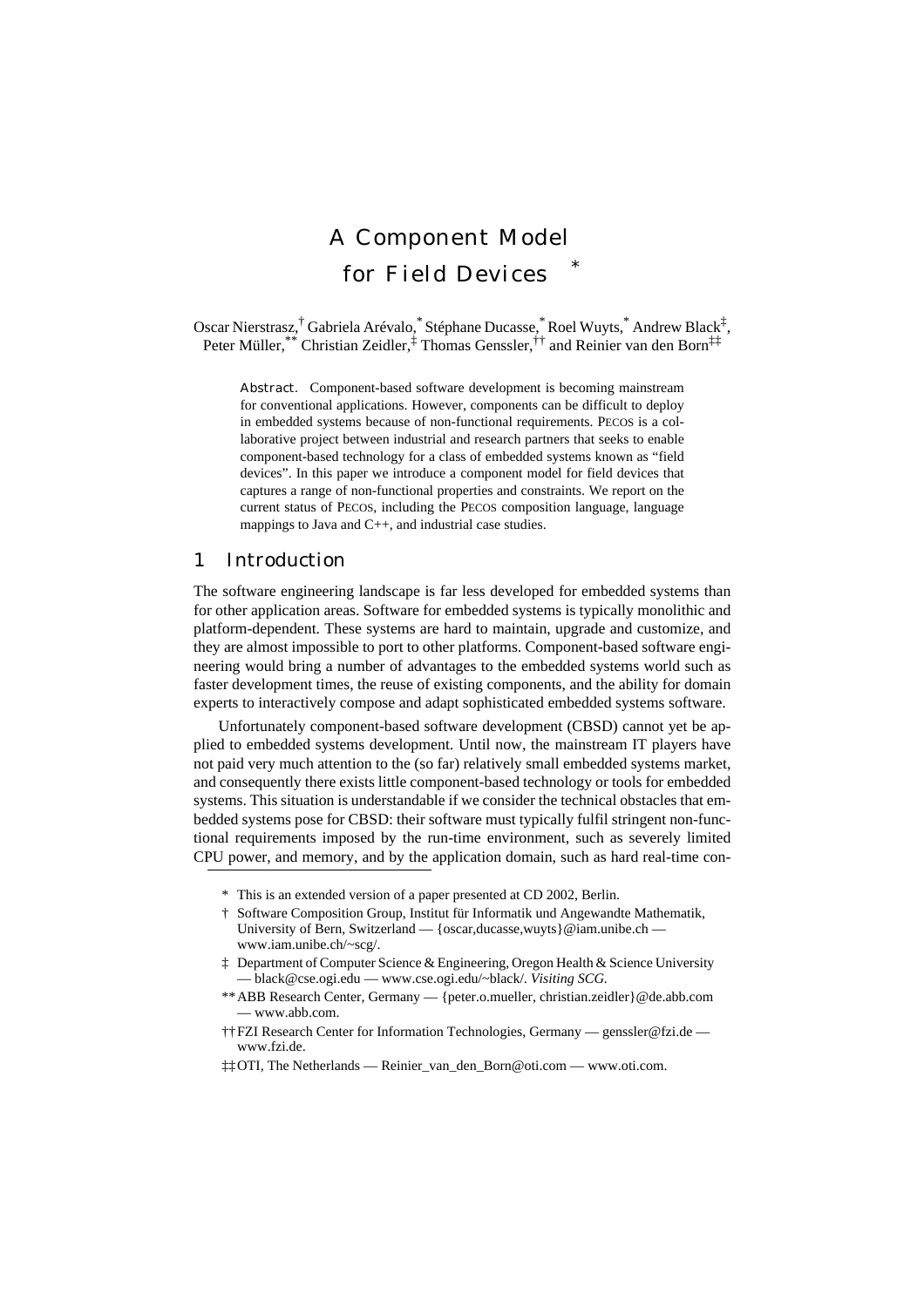# A Component Model for Field Devices [*]

Oscar Nierstrasz,[†] Gabriela Arévalo,[*] Stéphane Ducasse,[*] Roel Wuyts,[*] Andrew Black[‡], Peter Müller,[**] Christian Zeidler,[‡] Thomas Genssler,[††] and Reinier van den Born[‡‡]

Abstract. Component-based software development is becoming mainstream for conventional applications. However, components can be difficult to deploy in embedded systems because of non-functional requirements. PECOS is a collaborative project between industrial and research partners that seeks to enable component-based technology for a class of embedded systems known as "field devices". In this paper we introduce a component model for field devices that captures a range of non-functional properties and constraints. We report on the current status of PECOS, including the PECOS composition language, language mappings to Java and C++, and industrial case studies.

## 1 Introduction

The software engineering landscape is far less developed for embedded systems than for other application areas. Software for embedded systems is typically monolithic and platform-dependent. These systems are hard to maintain, upgrade and customize, and they are almost impossible to port to other platforms. Component-based software engineering would bring a number of advantages to the embedded systems world such as faster development times, the reuse of existing components, and the ability for domain experts to interactively compose and adapt sophisticated embedded systems software.

Unfortunately component-based software development (CBSD) cannot yet be applied to embedded systems development. Until now, the mainstream IT players have not paid very much attention to the (so far) relatively small embedded systems market, and consequently there exists little component-based technology or tools for embedded systems. This situation is understandable if we consider the technical obstacles that embedded systems pose for CBSD: their software must typically fulfil stringent non-functional requirements imposed by the run-time environment, such as severely limited CPU power, and memory, and by the application domain, such as hard real-time con-

---

\* This is an extended version of a paper presented at CD 2002, Berlin.

† Software Composition Group, Institut für Informatik und Angewandte Mathematik, University of Bern, Switzerland — {oscar,ducasse,wuyts}@iam.unibe.ch — www.iam.unibe.ch/~scg/.

‡ Department of Computer Science & Engineering, Oregon Health & Science University — black@cse.ogi.edu — www.cse.ogi.edu/~black/. *Visiting SCG.*

** ABB Research Center, Germany — {peter.o.mueller, christian.zeidler}@de.abb.com — www.abb.com.

†† FZI Research Center for Information Technologies, Germany — genssler@fzi.de — www.fzi.de.

‡‡ OTI, The Netherlands — Reinier_van_den_Born@oti.com — www.oti.com.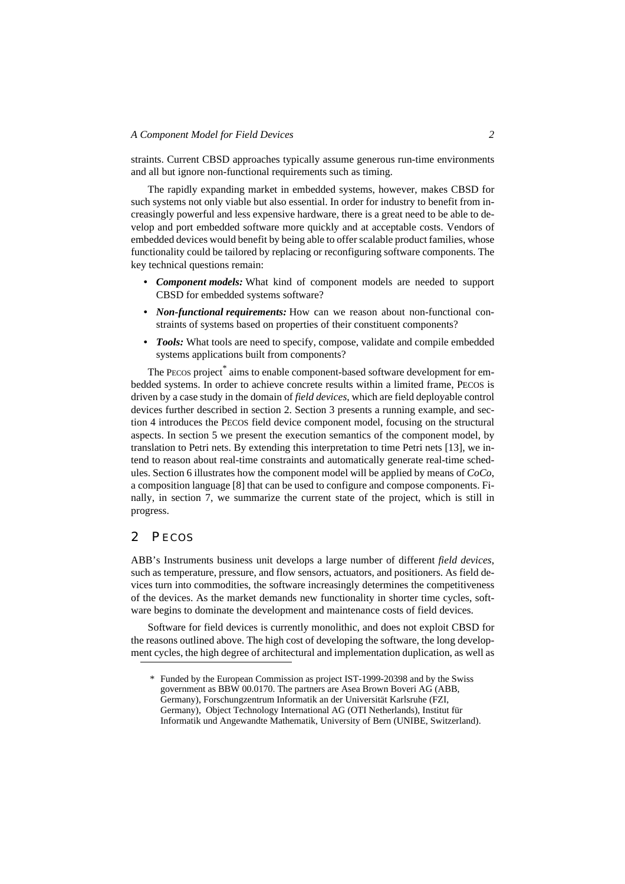straints. Current CBSD approaches typically assume generous run-time environments and all but ignore non-functional requirements such as timing.

The rapidly expanding market in embedded systems, however, makes CBSD for such systems not only viable but also essential. In order for industry to benefit from increasingly powerful and less expensive hardware, there is a great need to be able to develop and port embedded software more quickly and at acceptable costs. Vendors of embedded devices would benefit by being able to offer scalable product families, whose functionality could be tailored by replacing or reconfiguring software components. The key technical questions remain:

- ***Component models:*** What kind of component models are needed to support CBSD for embedded systems software?
- ***Non-functional requirements:*** How can we reason about non-functional constraints of systems based on properties of their constituent components?
- ***Tools:*** What tools are need to specify, compose, validate and compile embedded systems applications built from components?

The PECOS project* aims to enable component-based software development for embedded systems. In order to achieve concrete results within a limited frame, PECOS is driven by a case study in the domain of *field devices*, which are field deployable control devices further described in section 2. Section 3 presents a running example, and section 4 introduces the PECOS field device component model, focusing on the structural aspects. In section 5 we present the execution semantics of the component model, by translation to Petri nets. By extending this interpretation to time Petri nets [13], we intend to reason about real-time constraints and automatically generate real-time schedules. Section 6 illustrates how the component model will be applied by means of *CoCo*, a composition language [8] that can be used to configure and compose components. Finally, in section 7, we summarize the current state of the project, which is still in progress.

## 2 PECOS

ABB's Instruments business unit develops a large number of different *field devices*, such as temperature, pressure, and flow sensors, actuators, and positioners. As field devices turn into commodities, the software increasingly determines the competitiveness of the devices. As the market demands new functionality in shorter time cycles, software begins to dominate the development and maintenance costs of field devices.

Software for field devices is currently monolithic, and does not exploit CBSD for the reasons outlined above. The high cost of developing the software, the long development cycles, the high degree of architectural and implementation duplication, as well as

\* Funded by the European Commission as project IST-1999-20398 and by the Swiss government as BBW 00.0170. The partners are Asea Brown Boveri AG (ABB, Germany), Forschungzentrum Informatik an der Universität Karlsruhe (FZI, Germany), Object Technology International AG (OTI Netherlands), Institut für Informatik und Angewandte Mathematik, University of Bern (UNIBE, Switzerland).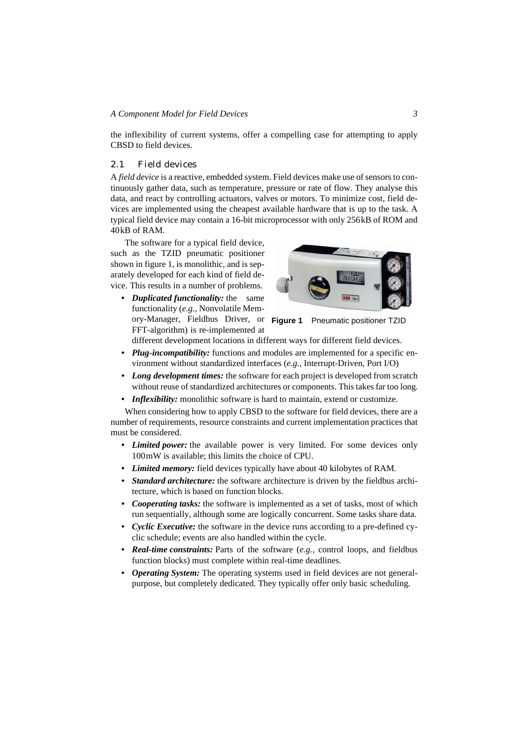the inflexibility of current systems, offer a compelling case for attempting to apply CBSD to field devices.

## 2.1 Field devices

A *field device* is a reactive, embedded system. Field devices make use of sensors to continuously gather data, such as temperature, pressure or rate of flow. They analyse this data, and react by controlling actuators, valves or motors. To minimize cost, field devices are implemented using the cheapest available hardware that is up to the task. A typical field device may contain a 16-bit microprocessor with only 256kB of ROM and 40kB of RAM.

The software for a typical field device, such as the TZID pneumatic positioner shown in figure 1, is monolithic, and is separately developed for each kind of field device. This results in a number of problems.

**Figure 1** Pneumatic positioner TZID

- ***Duplicated functionality:*** the same functionality (*e.g.*, Nonvolatile Memory-Manager, Fieldbus Driver, or FFT-algorithm) is re-implemented at different development locations in different ways for different field devices.
- ***Plug-incompatibility:*** functions and modules are implemented for a specific environment without standardized interfaces (*e.g.*, Interrupt-Driven, Port I/O)
- ***Long development times:*** the software for each project is developed from scratch without reuse of standardized architectures or components. This takes far too long.
- ***Inflexibility:*** monolithic software is hard to maintain, extend or customize.

When considering how to apply CBSD to the software for field devices, there are a number of requirements, resource constraints and current implementation practices that must be considered.

- ***Limited power:*** the available power is very limited. For some devices only 100mW is available; this limits the choice of CPU.
- ***Limited memory:*** field devices typically have about 40 kilobytes of RAM.
- ***Standard architecture:*** the software architecture is driven by the fieldbus architecture, which is based on function blocks.
- ***Cooperating tasks:*** the software is implemented as a set of tasks, most of which run sequentially, although some are logically concurrent. Some tasks share data.
- ***Cyclic Executive:*** the software in the device runs according to a pre-defined cyclic schedule; events are also handled within the cycle.
- ***Real-time constraints:*** Parts of the software (*e.g.*, control loops, and fieldbus function blocks) must complete within real-time deadlines.
- ***Operating System:*** The operating systems used in field devices are not general-purpose, but completely dedicated. They typically offer only basic scheduling.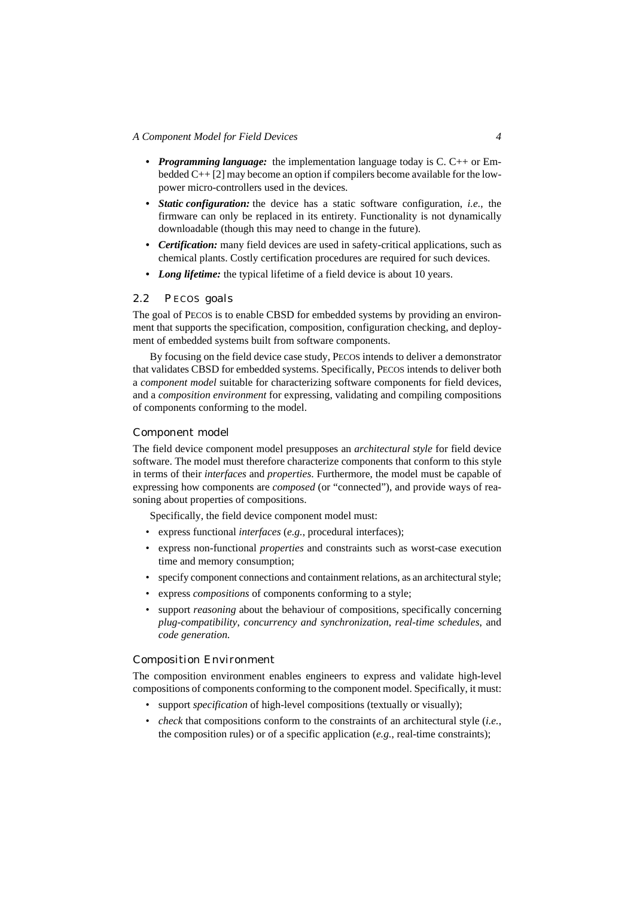- ***Programming language:*** the implementation language today is C. C++ or Embedded C++ [2] may become an option if compilers become available for the low-power micro-controllers used in the devices.
- ***Static configuration:*** the device has a static software configuration, *i.e.*, the firmware can only be replaced in its entirety. Functionality is not dynamically downloadable (though this may need to change in the future).
- ***Certification:*** many field devices are used in safety-critical applications, such as chemical plants. Costly certification procedures are required for such devices.
- ***Long lifetime:*** the typical lifetime of a field device is about 10 years.

## 2.2 PECOS goals

The goal of PECOS is to enable CBSD for embedded systems by providing an environment that supports the specification, composition, configuration checking, and deployment of embedded systems built from software components.

By focusing on the field device case study, PECOS intends to deliver a demonstrator that validates CBSD for embedded systems. Specifically, PECOS intends to deliver both a *component model* suitable for characterizing software components for field devices, and a *composition environment* for expressing, validating and compiling compositions of components conforming to the model.

### Component model

The field device component model presupposes an *architectural style* for field device software. The model must therefore characterize components that conform to this style in terms of their *interfaces* and *properties*. Furthermore, the model must be capable of expressing how components are *composed* (or "connected"), and provide ways of reasoning about properties of compositions.

Specifically, the field device component model must:

- express functional *interfaces* (*e.g.*, procedural interfaces);
- express non-functional *properties* and constraints such as worst-case execution time and memory consumption;
- specify component connections and containment relations, as an architectural style;
- express *compositions* of components conforming to a style;
- support *reasoning* about the behaviour of compositions, specifically concerning *plug-compatibility*, *concurrency and synchronization*, *real-time schedules*, and *code generation*.

### Composition Environment

The composition environment enables engineers to express and validate high-level compositions of components conforming to the component model. Specifically, it must:

- support *specification* of high-level compositions (textually or visually);
- *check* that compositions conform to the constraints of an architectural style (*i.e.*, the composition rules) or of a specific application (*e.g.*, real-time constraints);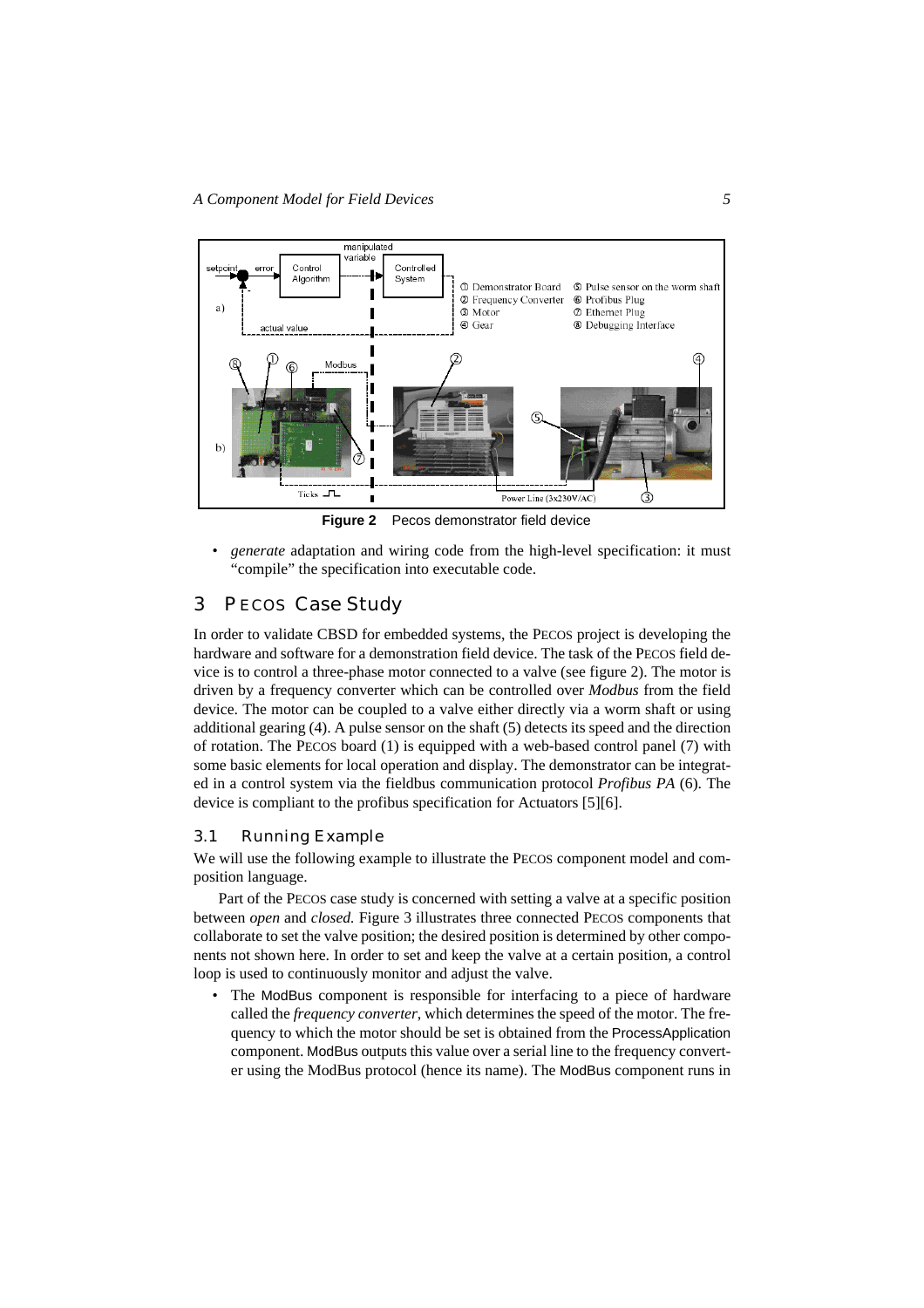manipulated variable

setpoint

error

Control Algorithm

Controlled System

actual value

a)

① Demonstrator Board
② Frequency Converter
③ Motor
④ Gear
⑤ Pulse sensor on the worm shaft
⑥ Profibus Plug
⑦ Ethernet Plug
⑧ Debugging Interface

b)

Modbus

Ticks

Power Line (3x230V/AC)

**Figure 2** Pecos demonstrator field device

- *generate* adaptation and wiring code from the high-level specification: it must "compile" the specification into executable code.

## 3 PECOS Case Study

In order to validate CBSD for embedded systems, the PECOS project is developing the hardware and software for a demonstration field device. The task of the PECOS field device is to control a three-phase motor connected to a valve (see figure 2). The motor is driven by a frequency converter which can be controlled over *Modbus* from the field device. The motor can be coupled to a valve either directly via a worm shaft or using additional gearing (4). A pulse sensor on the shaft (5) detects its speed and the direction of rotation. The PECOS board (1) is equipped with a web-based control panel (7) with some basic elements for local operation and display. The demonstrator can be integrated in a control system via the fieldbus communication protocol *Profibus PA* (6). The device is compliant to the profibus specification for Actuators [5][6].

### 3.1 Running Example

We will use the following example to illustrate the PECOS component model and composition language.

Part of the PECOS case study is concerned with setting a valve at a specific position between *open* and *closed*. Figure 3 illustrates three connected PECOS components that collaborate to set the valve position; the desired position is determined by other components not shown here. In order to set and keep the valve at a certain position, a control loop is used to continuously monitor and adjust the valve.

- The ModBus component is responsible for interfacing to a piece of hardware called the *frequency converter*, which determines the speed of the motor. The frequency to which the motor should be set is obtained from the ProcessApplication component. ModBus outputs this value over a serial line to the frequency converter using the ModBus protocol (hence its name). The ModBus component runs in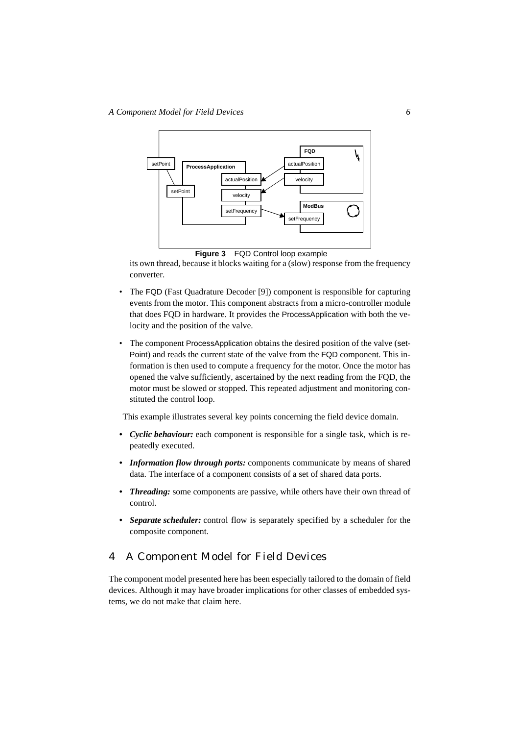setPoint

ProcessApplication

setPoint

actualPosition

velocity

setFrequency

FQD

actualPosition

velocity

ModBus

setFrequency

**Figure 3** FQD Control loop example

its own thread, because it blocks waiting for a (slow) response from the frequency converter.

- The FQD (Fast Quadrature Decoder [9]) component is responsible for capturing events from the motor. This component abstracts from a micro-controller module that does FQD in hardware. It provides the ProcessApplication with both the velocity and the position of the valve.
- The component ProcessApplication obtains the desired position of the valve (setPoint) and reads the current state of the valve from the FQD component. This information is then used to compute a frequency for the motor. Once the motor has opened the valve sufficiently, ascertained by the next reading from the FQD, the motor must be slowed or stopped. This repeated adjustment and monitoring constituted the control loop.

This example illustrates several key points concerning the field device domain.

- ***Cyclic behaviour:*** each component is responsible for a single task, which is repeatedly executed.
- ***Information flow through ports:*** components communicate by means of shared data. The interface of a component consists of a set of shared data ports.
- ***Threading:*** some components are passive, while others have their own thread of control.
- ***Separate scheduler:*** control flow is separately specified by a scheduler for the composite component.

## 4 A Component Model for Field Devices

The component model presented here has been especially tailored to the domain of field devices. Although it may have broader implications for other classes of embedded systems, we do not make that claim here.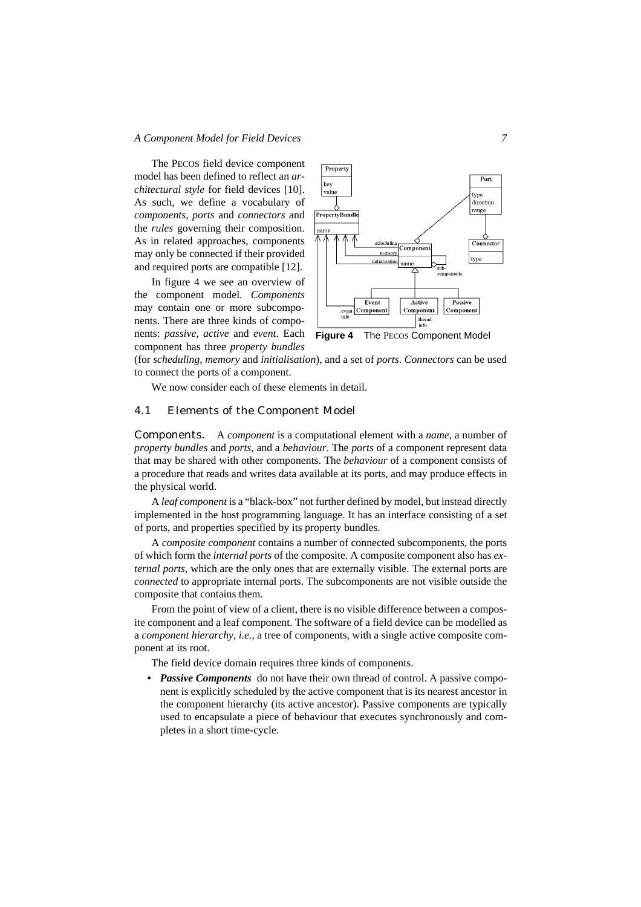The PECOS field device component model has been defined to reflect an *architectural style* for field devices [10]. As such, we define a vocabulary of *components*, *ports* and *connectors* and the *rules* governing their composition. As in related approaches, components may only be connected if their provided and required ports are compatible [12].

In figure 4 we see an overview of the component model. *Components* may contain one or more subcomponents. There are three kinds of components: *passive*, *active* and *event*. Each component has three *property bundles* (for *scheduling*, *memory* and *initialisation*), and a set of *ports*. *Connectors* can be used to connect the ports of a component.

Property
key
value
PropertyBundle
name
Port
type
direction
range
scheduling
memory
initialisation
Component
name
sub-components
Connector
type
Event Component
event info
Active Component
thread info
Passive Component

**Figure 4** The PECOS Component Model

We now consider each of these elements in detail.

## 4.1 Elements of the Component Model

**Components.** A *component* is a computational element with a *name*, a number of *property bundles* and *ports*, and a *behaviour*. The *ports* of a component represent data that may be shared with other components. The *behaviour* of a component consists of a procedure that reads and writes data available at its ports, and may produce effects in the physical world.

A *leaf component* is a "black-box" not further defined by model, but instead directly implemented in the host programming language. It has an interface consisting of a set of ports, and properties specified by its property bundles.

A *composite component* contains a number of connected subcomponents, the ports of which form the *internal ports* of the composite. A composite component also has *external ports*, which are the only ones that are externally visible. The external ports are *connected* to appropriate internal ports. The subcomponents are not visible outside the composite that contains them.

From the point of view of a client, there is no visible difference between a composite component and a leaf component. The software of a field device can be modelled as a *component hierarchy*, *i.e.*, a tree of components, with a single active composite component at its root.

The field device domain requires three kinds of components.

- ***Passive Components*** do not have their own thread of control. A passive component is explicitly scheduled by the active component that is its nearest ancestor in the component hierarchy (its active ancestor). Passive components are typically used to encapsulate a piece of behaviour that executes synchronously and completes in a short time-cycle.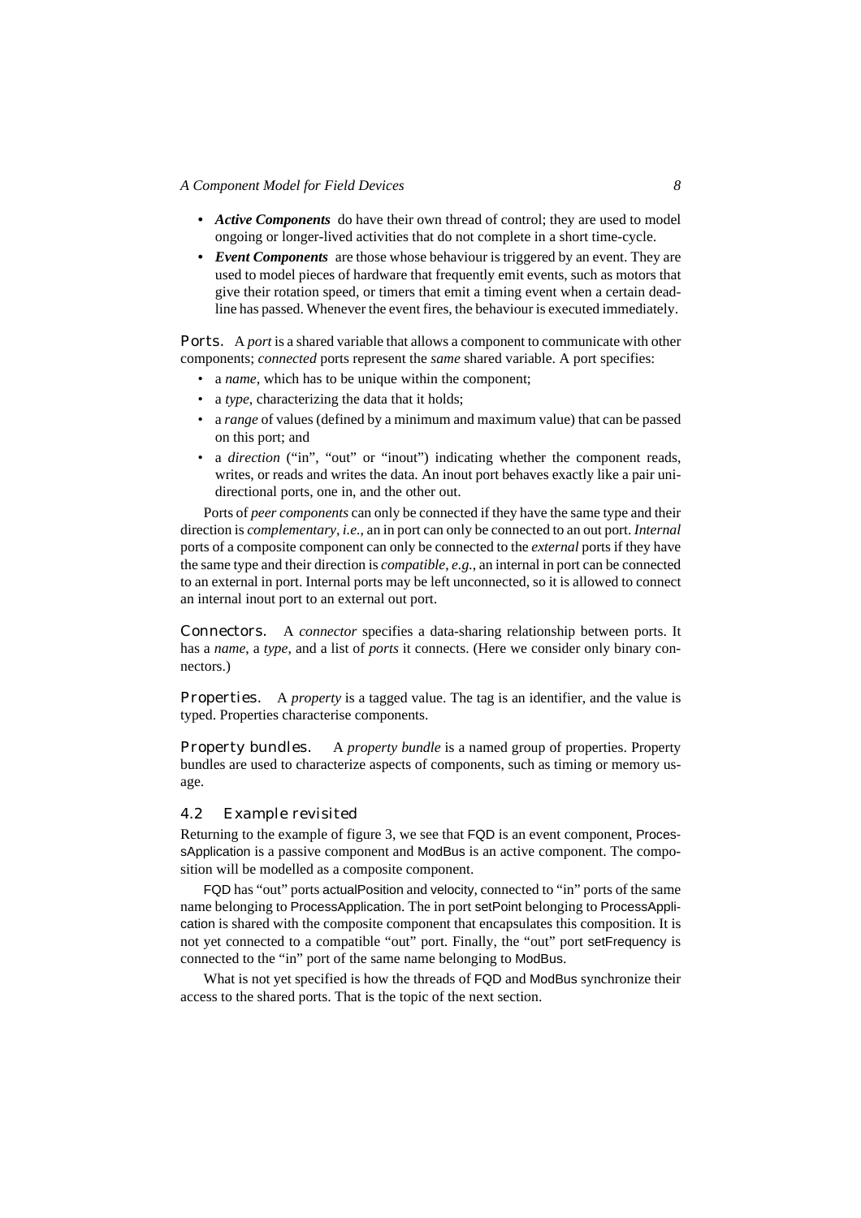- ***Active Components*** do have their own thread of control; they are used to model ongoing or longer-lived activities that do not complete in a short time-cycle.
- ***Event Components*** are those whose behaviour is triggered by an event. They are used to model pieces of hardware that frequently emit events, such as motors that give their rotation speed, or timers that emit a timing event when a certain deadline has passed. Whenever the event fires, the behaviour is executed immediately.

Ports. A *port* is a shared variable that allows a component to communicate with other components; *connected* ports represent the *same* shared variable. A port specifies:

- a *name*, which has to be unique within the component;
- a *type*, characterizing the data that it holds;
- a *range* of values (defined by a minimum and maximum value) that can be passed on this port; and
- a *direction* ("in", "out" or "inout") indicating whether the component reads, writes, or reads and writes the data. An inout port behaves exactly like a pair unidirectional ports, one in, and the other out.

Ports of *peer components* can only be connected if they have the same type and their direction is *complementary*, *i.e.*, an in port can only be connected to an out port. *Internal* ports of a composite component can only be connected to the *external* ports if they have the same type and their direction is *compatible*, *e.g.*, an internal in port can be connected to an external in port. Internal ports may be left unconnected, so it is allowed to connect an internal inout port to an external out port.

Connectors. A *connector* specifies a data-sharing relationship between ports. It has a *name*, a *type*, and a list of *ports* it connects. (Here we consider only binary connectors.)

Properties. A *property* is a tagged value. The tag is an identifier, and the value is typed. Properties characterise components.

Property bundles. A *property bundle* is a named group of properties. Property bundles are used to characterize aspects of components, such as timing or memory usage.

### 4.2 Example revisited

Returning to the example of figure 3, we see that FQD is an event component, ProcessApplication is a passive component and ModBus is an active component. The composition will be modelled as a composite component.

FQD has "out" ports actualPosition and velocity, connected to "in" ports of the same name belonging to ProcessApplication. The in port setPoint belonging to ProcessApplication is shared with the composite component that encapsulates this composition. It is not yet connected to a compatible "out" port. Finally, the "out" port setFrequency is connected to the "in" port of the same name belonging to ModBus.

What is not yet specified is how the threads of FQD and ModBus synchronize their access to the shared ports. That is the topic of the next section.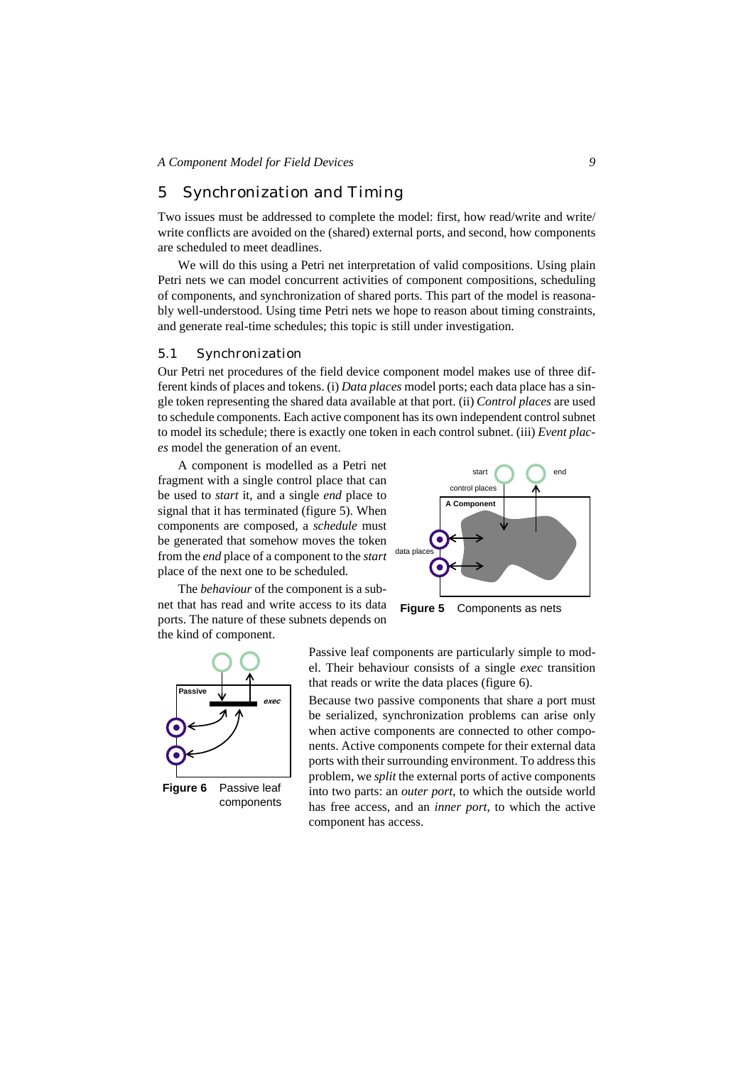## 5 Synchronization and Timing

Two issues must be addressed to complete the model: first, how read/write and write/write conflicts are avoided on the (shared) external ports, and second, how components are scheduled to meet deadlines.

We will do this using a Petri net interpretation of valid compositions. Using plain Petri nets we can model concurrent activities of component compositions, scheduling of components, and synchronization of shared ports. This part of the model is reasonably well-understood. Using time Petri nets we hope to reason about timing constraints, and generate real-time schedules; this topic is still under investigation.

### 5.1 Synchronization

Our Petri net procedures of the field device component model makes use of three different kinds of places and tokens. (i) *Data places* model ports; each data place has a single token representing the shared data available at that port. (ii) *Control places* are used to schedule components. Each active component has its own independent control subnet to model its schedule; there is exactly one token in each control subnet. (iii) *Event places* model the generation of an event.

A component is modelled as a Petri net fragment with a single control place that can be used to *start* it, and a single *end* place to signal that it has terminated (figure 5). When components are composed, a *schedule* must be generated that somehow moves the token from the *end* place of a component to the *start* place of the next one to be scheduled.

start
end
control places
A Component
data places

**Figure 5** Components as nets

The *behaviour* of the component is a subnet that has read and write access to its data ports. The nature of these subnets depends on the kind of component.

Passive
exec

**Figure 6** Passive leaf components

Passive leaf components are particularly simple to model. Their behaviour consists of a single *exec* transition that reads or write the data places (figure 6).

Because two passive components that share a port must be serialized, synchronization problems can arise only when active components are connected to other components. Active components compete for their external data ports with their surrounding environment. To address this problem, we *split* the external ports of active components into two parts: an *outer port*, to which the outside world has free access, and an *inner port*, to which the active component has access.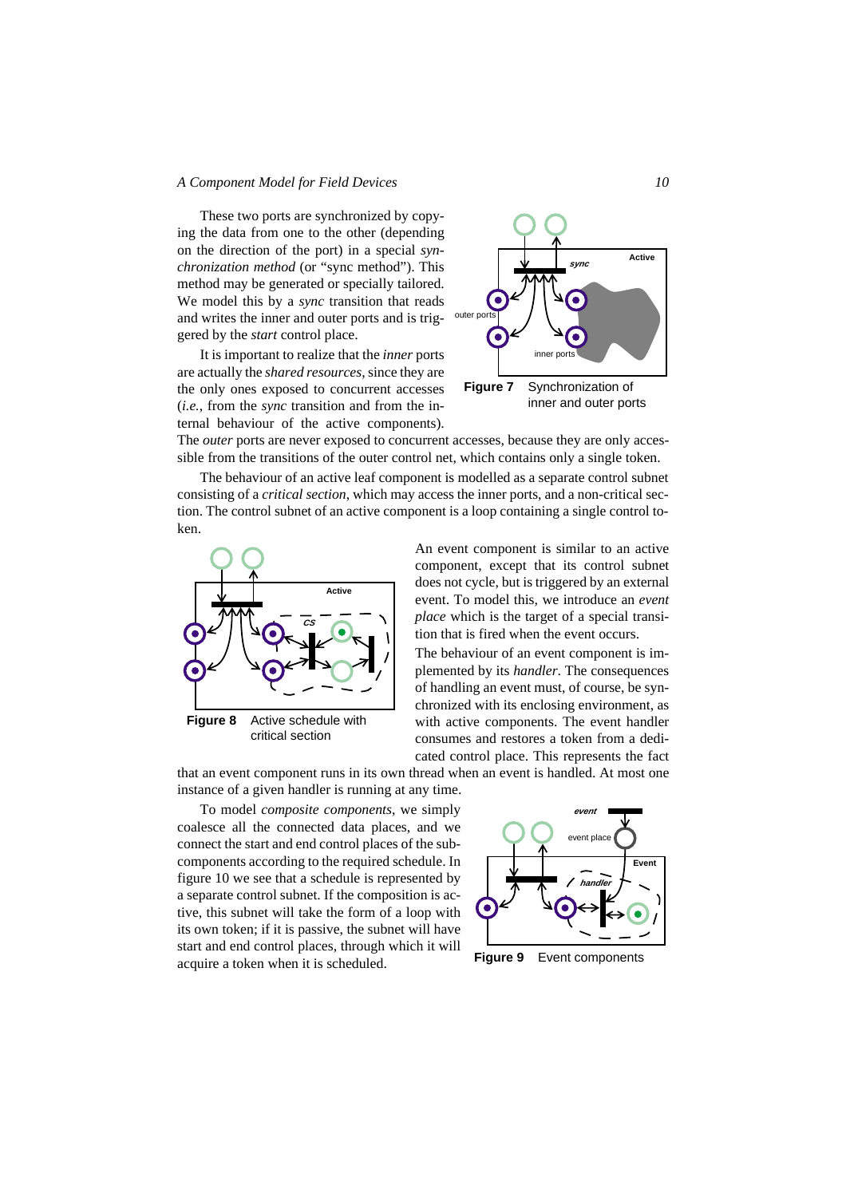These two ports are synchronized by copying the data from one to the other (depending on the direction of the port) in a special *synchronization method* (or "sync method"). This method may be generated or specially tailored. We model this by a *sync* transition that reads and writes the inner and outer ports and is triggered by the *start* control place.

It is important to realize that the *inner* ports are actually the *shared resources*, since they are the only ones exposed to concurrent accesses (*i.e.*, from the *sync* transition and from the internal behaviour of the active components). The *outer* ports are never exposed to concurrent accesses, because they are only accessible from the transitions of the outer control net, which contains only a single token.

sync
Active
outer ports
inner ports

**Figure 7** Synchronization of inner and outer ports

The behaviour of an active leaf component is modelled as a separate control subnet consisting of a *critical section*, which may access the inner ports, and a non-critical section. The control subnet of an active component is a loop containing a single control token.

Active
cs

**Figure 8** Active schedule with critical section

An event component is similar to an active component, except that its control subnet does not cycle, but is triggered by an external event. To model this, we introduce an *event place* which is the target of a special transition that is fired when the event occurs.

The behaviour of an event component is implemented by its *handler*. The consequences of handling an event must, of course, be synchronized with its enclosing environment, as with active components. The event handler consumes and restores a token from a dedicated control place. This represents the fact that an event component runs in its own thread when an event is handled. At most one instance of a given handler is running at any time.

To model *composite components*, we simply coalesce all the connected data places, and we connect the start and end control places of the subcomponents according to the required schedule. In figure 10 we see that a schedule is represented by a separate control subnet. If the composition is active, this subnet will take the form of a loop with its own token; if it is passive, the subnet will have start and end control places, through which it will acquire a token when it is scheduled.

event
event place
Event
handler

**Figure 9** Event components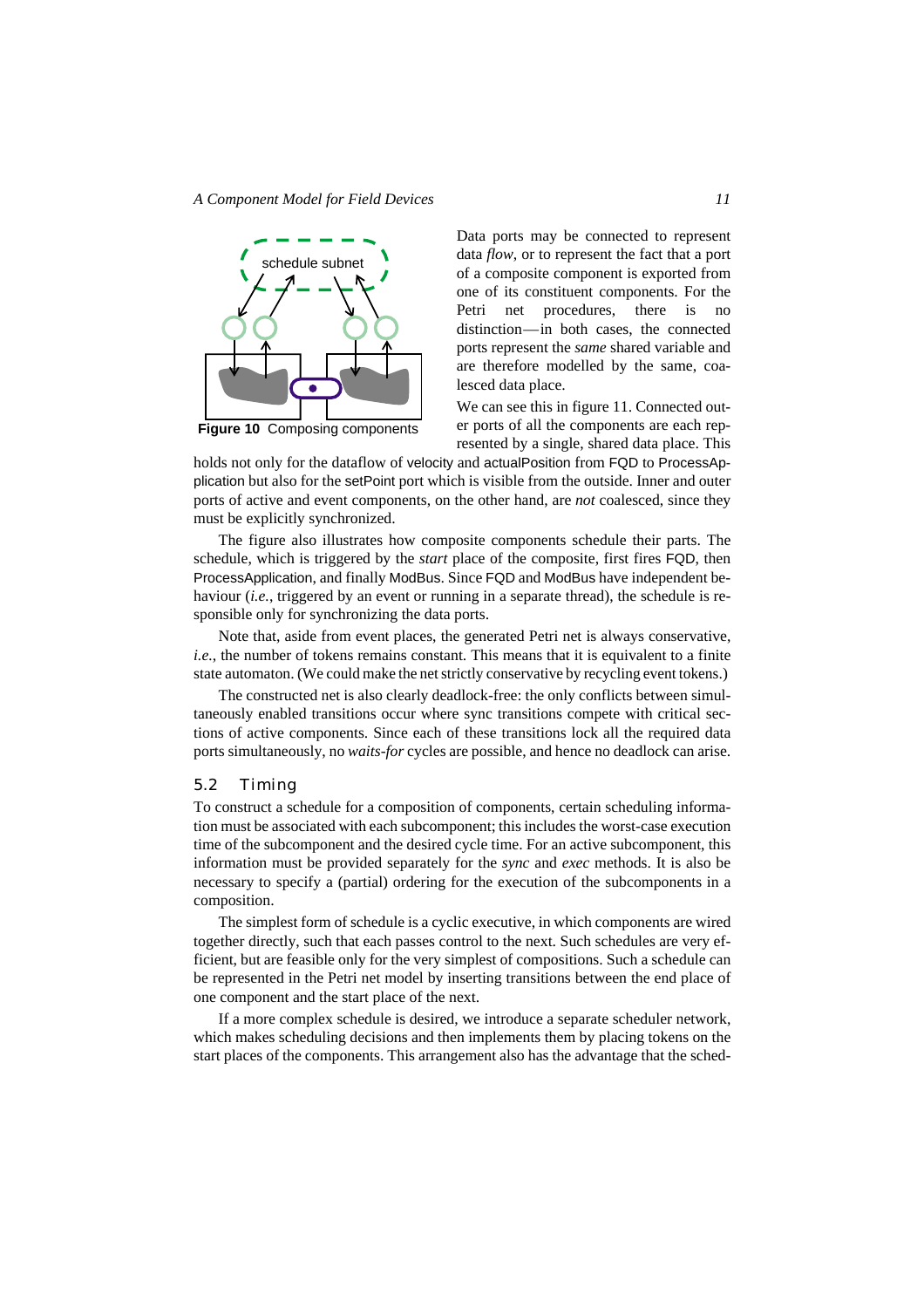schedule subnet

**Figure 10** Composing components

Data ports may be connected to represent data *flow*, or to represent the fact that a port of a composite component is exported from one of its constituent components. For the Petri net procedures, there is no distinction—in both cases, the connected ports represent the *same* shared variable and are therefore modelled by the same, coalesced data place.

We can see this in figure 11. Connected outer ports of all the components are each represented by a single, shared data place. This holds not only for the dataflow of velocity and actualPosition from FQD to ProcessApplication but also for the setPoint port which is visible from the outside. Inner and outer ports of active and event components, on the other hand, are *not* coalesced, since they must be explicitly synchronized.

The figure also illustrates how composite components schedule their parts. The schedule, which is triggered by the *start* place of the composite, first fires FQD, then ProcessApplication, and finally ModBus. Since FQD and ModBus have independent behaviour (*i.e.*, triggered by an event or running in a separate thread), the schedule is responsible only for synchronizing the data ports.

Note that, aside from event places, the generated Petri net is always conservative, *i.e.*, the number of tokens remains constant. This means that it is equivalent to a finite state automaton. (We could make the net strictly conservative by recycling event tokens.)

The constructed net is also clearly deadlock-free: the only conflicts between simultaneously enabled transitions occur where sync transitions compete with critical sections of active components. Since each of these transitions lock all the required data ports simultaneously, no *waits-for* cycles are possible, and hence no deadlock can arise.

## 5.2 Timing

To construct a schedule for a composition of components, certain scheduling information must be associated with each subcomponent; this includes the worst-case execution time of the subcomponent and the desired cycle time. For an active subcomponent, this information must be provided separately for the *sync* and *exec* methods. It is also be necessary to specify a (partial) ordering for the execution of the subcomponents in a composition.

The simplest form of schedule is a cyclic executive, in which components are wired together directly, such that each passes control to the next. Such schedules are very efficient, but are feasible only for the very simplest of compositions. Such a schedule can be represented in the Petri net model by inserting transitions between the end place of one component and the start place of the next.

If a more complex schedule is desired, we introduce a separate scheduler network, which makes scheduling decisions and then implements them by placing tokens on the start places of the components. This arrangement also has the advantage that the sched-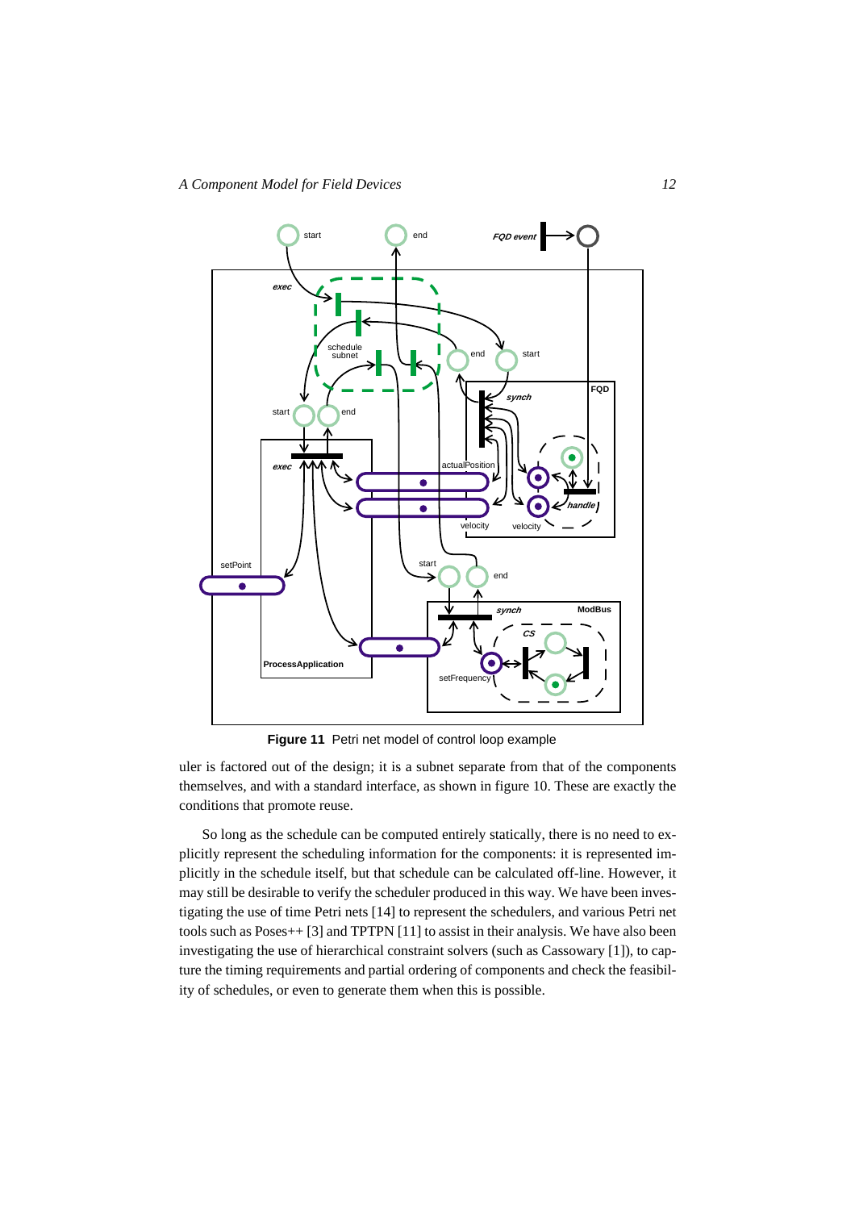start

end

FQD event

exec

schedule subnet

end

start

start

end

synch

FQD

exec

actualPosition

handle

velocity

velocity

setPoint

start

end

synch

ModBus

CS

setFrequency

ProcessApplication

**Figure 11** Petri net model of control loop example

uler is factored out of the design; it is a subnet separate from that of the components themselves, and with a standard interface, as shown in figure 10. These are exactly the conditions that promote reuse.

So long as the schedule can be computed entirely statically, there is no need to explicitly represent the scheduling information for the components: it is represented implicitly in the schedule itself, but that schedule can be calculated off-line. However, it may still be desirable to verify the scheduler produced in this way. We have been investigating the use of time Petri nets [14] to represent the schedulers, and various Petri net tools such as Poses++ [3] and TPTPN [11] to assist in their analysis. We have also been investigating the use of hierarchical constraint solvers (such as Cassowary [1]), to capture the timing requirements and partial ordering of components and check the feasibility of schedules, or even to generate them when this is possible.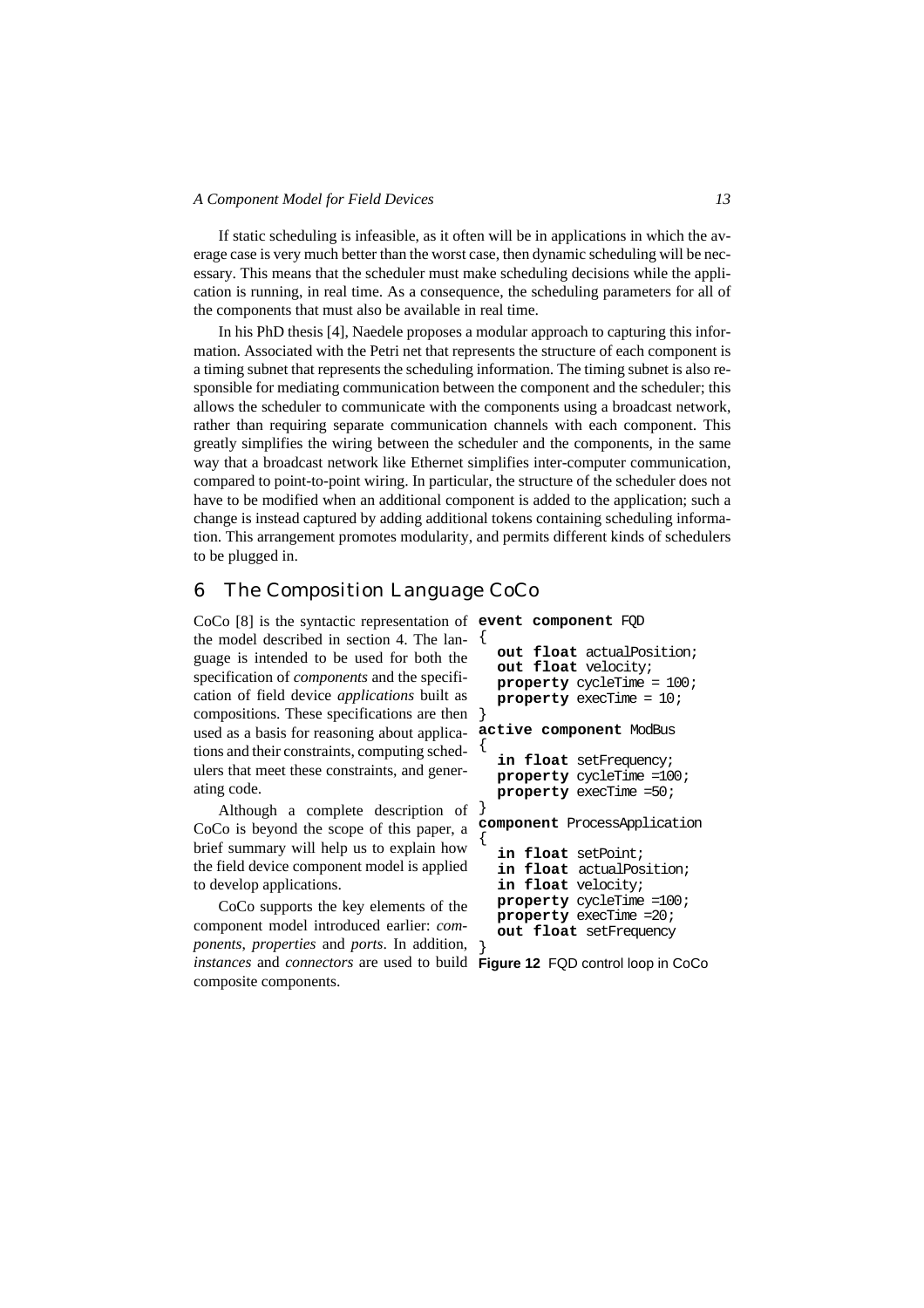If static scheduling is infeasible, as it often will be in applications in which the average case is very much better than the worst case, then dynamic scheduling will be necessary. This means that the scheduler must make scheduling decisions while the application is running, in real time. As a consequence, the scheduling parameters for all of the components that must also be available in real time.

In his PhD thesis [4], Naedele proposes a modular approach to capturing this information. Associated with the Petri net that represents the structure of each component is a timing subnet that represents the scheduling information. The timing subnet is also responsible for mediating communication between the component and the scheduler; this allows the scheduler to communicate with the components using a broadcast network, rather than requiring separate communication channels with each component. This greatly simplifies the wiring between the scheduler and the components, in the same way that a broadcast network like Ethernet simplifies inter-computer communication, compared to point-to-point wiring. In particular, the structure of the scheduler does not have to be modified when an additional component is added to the application; such a change is instead captured by adding additional tokens containing scheduling information. This arrangement promotes modularity, and permits different kinds of schedulers to be plugged in.

## 6 The Composition Language CoCo

CoCo [8] is the syntactic representation of the model described in section 4. The language is intended to be used for both the specification of *components* and the specification of field device *applications* built as compositions. These specifications are then used as a basis for reasoning about applications and their constraints, computing schedulers that meet these constraints, and generating code.

Although a complete description of CoCo is beyond the scope of this paper, a brief summary will help us to explain how the field device component model is applied to develop applications.

CoCo supports the key elements of the component model introduced earlier: *components*, *properties* and *ports*. In addition, *instances* and *connectors* are used to build composite components.

```
event component FQD
{
  out float actualPosition;
  out float velocity;
  property cycleTime = 100;
  property execTime = 10;
}
active component ModBus
{
  in float setFrequency;
  property cycleTime =100;
  property execTime =50;
}
component ProcessApplication
{
  in float setPoint;
  in float actualPosition;
  in float velocity;
  property cycleTime =100;
  property execTime =20;
  out float setFrequency
}
```

**Figure 12** FQD control loop in CoCo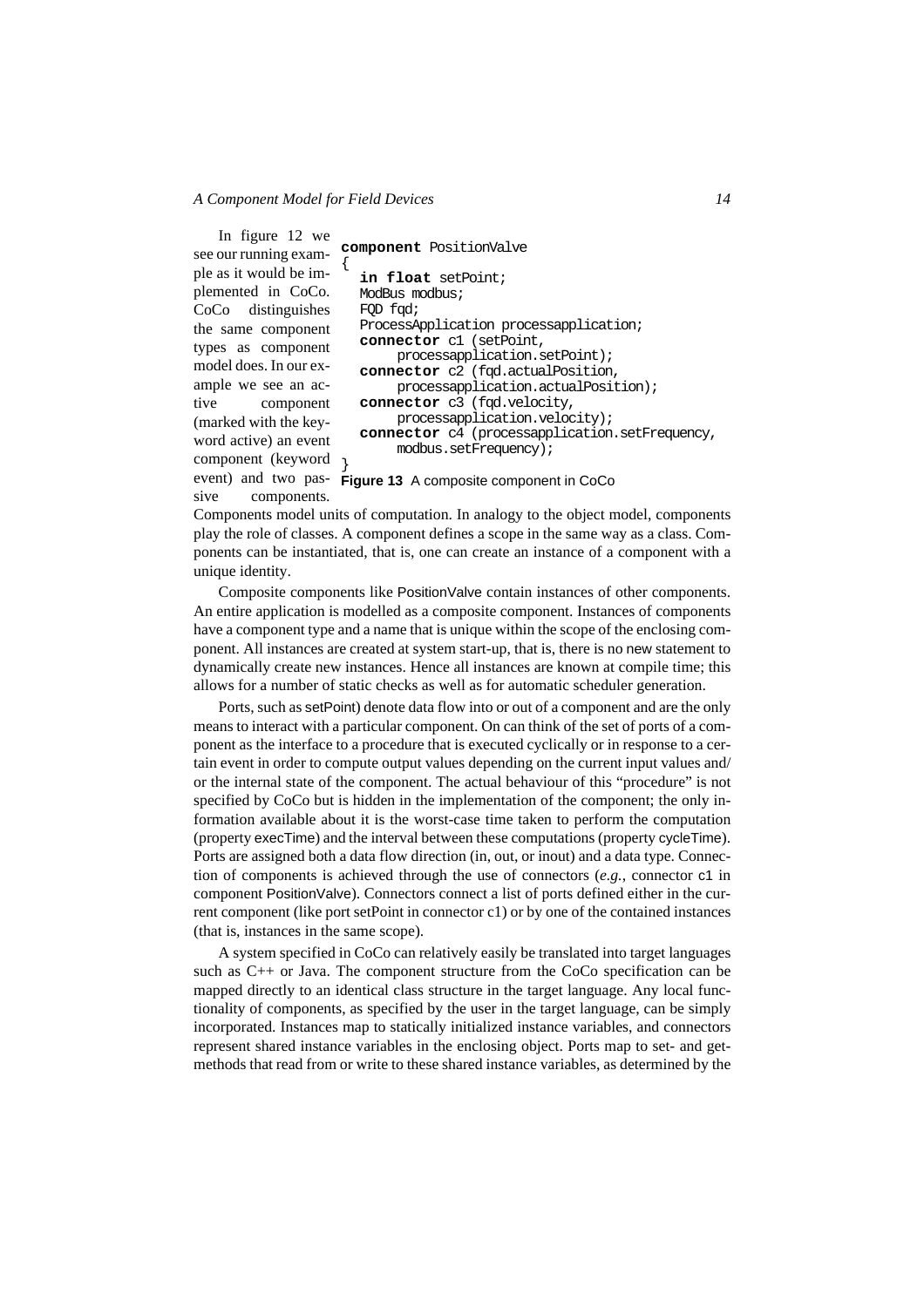In figure 12 we see our running example as it would be implemented in CoCo. CoCo distinguishes the same component types as component model does. In our example we see an active component (marked with the keyword active) an event component (keyword event) and two passive components.

```
component PositionValve
{
  in float setPoint;
  ModBus modbus;
  FQD fqd;
  ProcessApplication processapplication;
  connector c1 (setPoint,
       processapplication.setPoint);
  connector c2 (fqd.actualPosition,
       processapplication.actualPosition);
  connector c3 (fqd.velocity,
       processapplication.velocity);
  connector c4 (processapplication.setFrequency,
       modbus.setFrequency);
}
```

**Figure 13** A composite component in CoCo

Components model units of computation. In analogy to the object model, components play the role of classes. A component defines a scope in the same way as a class. Components can be instantiated, that is, one can create an instance of a component with a unique identity.

Composite components like PositionValve contain instances of other components. An entire application is modelled as a composite component. Instances of components have a component type and a name that is unique within the scope of the enclosing component. All instances are created at system start-up, that is, there is no new statement to dynamically create new instances. Hence all instances are known at compile time; this allows for a number of static checks as well as for automatic scheduler generation.

Ports, such as setPoint) denote data flow into or out of a component and are the only means to interact with a particular component. On can think of the set of ports of a component as the interface to a procedure that is executed cyclically or in response to a certain event in order to compute output values depending on the current input values and/or the internal state of the component. The actual behaviour of this "procedure" is not specified by CoCo but is hidden in the implementation of the component; the only information available about it is the worst-case time taken to perform the computation (property execTime) and the interval between these computations (property cycleTime). Ports are assigned both a data flow direction (in, out, or inout) and a data type. Connection of components is achieved through the use of connectors (*e.g.*, connector `c1` in component PositionValve). Connectors connect a list of ports defined either in the current component (like port setPoint in connector c1) or by one of the contained instances (that is, instances in the same scope).

A system specified in CoCo can relatively easily be translated into target languages such as C++ or Java. The component structure from the CoCo specification can be mapped directly to an identical class structure in the target language. Any local functionality of components, as specified by the user in the target language, can be simply incorporated. Instances map to statically initialized instance variables, and connectors represent shared instance variables in the enclosing object. Ports map to set- and get-methods that read from or write to these shared instance variables, as determined by the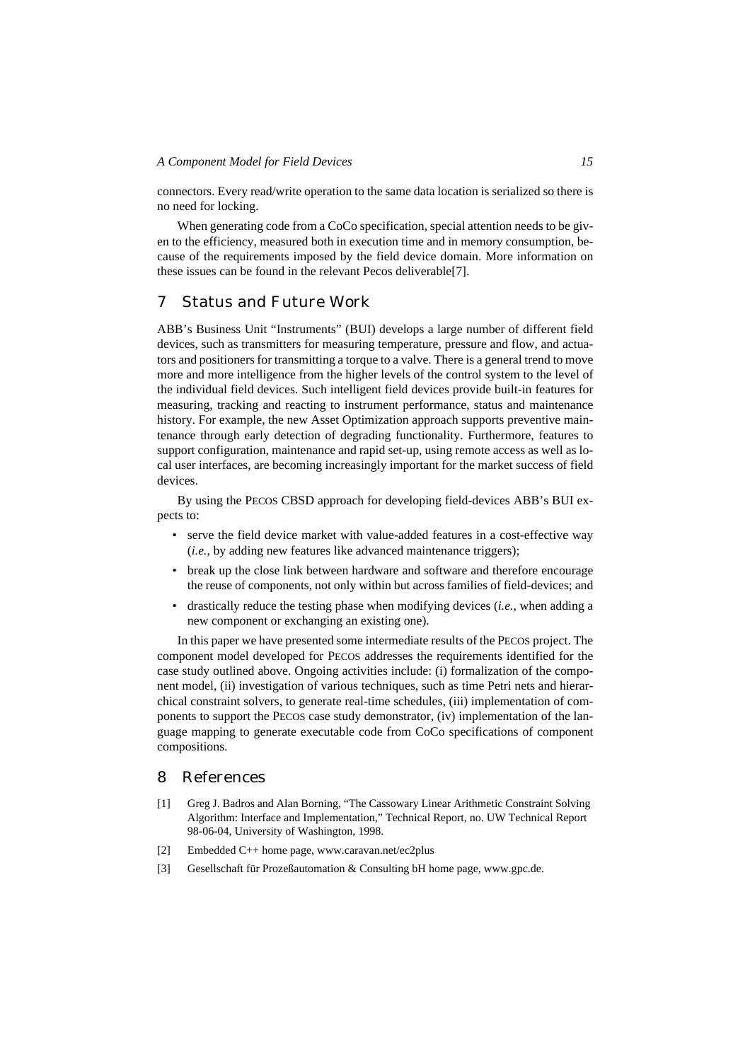connectors. Every read/write operation to the same data location is serialized so there is no need for locking.

When generating code from a CoCo specification, special attention needs to be given to the efficiency, measured both in execution time and in memory consumption, because of the requirements imposed by the field device domain. More information on these issues can be found in the relevant Pecos deliverable[7].

## 7 Status and Future Work

ABB's Business Unit "Instruments" (BUI) develops a large number of different field devices, such as transmitters for measuring temperature, pressure and flow, and actuators and positioners for transmitting a torque to a valve. There is a general trend to move more and more intelligence from the higher levels of the control system to the level of the individual field devices. Such intelligent field devices provide built-in features for measuring, tracking and reacting to instrument performance, status and maintenance history. For example, the new Asset Optimization approach supports preventive maintenance through early detection of degrading functionality. Furthermore, features to support configuration, maintenance and rapid set-up, using remote access as well as local user interfaces, are becoming increasingly important for the market success of field devices.

By using the PECOS CBSD approach for developing field-devices ABB's BUI expects to:

- serve the field device market with value-added features in a cost-effective way (*i.e.*, by adding new features like advanced maintenance triggers);
- break up the close link between hardware and software and therefore encourage the reuse of components, not only within but across families of field-devices; and
- drastically reduce the testing phase when modifying devices (*i.e.*, when adding a new component or exchanging an existing one).

In this paper we have presented some intermediate results of the PECOS project. The component model developed for PECOS addresses the requirements identified for the case study outlined above. Ongoing activities include: (i) formalization of the component model, (ii) investigation of various techniques, such as time Petri nets and hierarchical constraint solvers, to generate real-time schedules, (iii) implementation of components to support the PECOS case study demonstrator, (iv) implementation of the language mapping to generate executable code from CoCo specifications of component compositions.

## 8 References

[1] Greg J. Badros and Alan Borning, "The Cassowary Linear Arithmetic Constraint Solving Algorithm: Interface and Implementation," Technical Report, no. UW Technical Report 98-06-04, University of Washington, 1998.

[2] Embedded C++ home page, www.caravan.net/ec2plus

[3] Gesellschaft für Prozeßautomation & Consulting bH home page, www.gpc.de.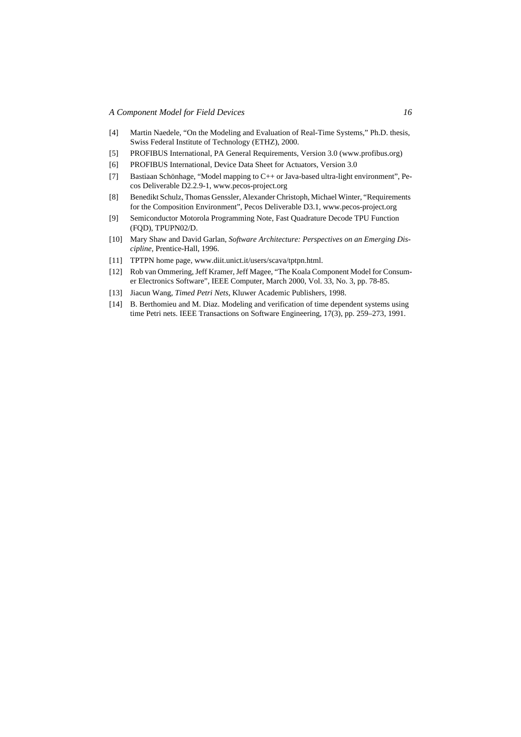[4] Martin Naedele, “On the Modeling and Evaluation of Real-Time Systems,” Ph.D. thesis, Swiss Federal Institute of Technology (ETHZ), 2000.

[5] PROFIBUS International, PA General Requirements, Version 3.0 (www.profibus.org)

[6] PROFIBUS International, Device Data Sheet for Actuators, Version 3.0

[7] Bastiaan Schönhage, “Model mapping to C++ or Java-based ultra-light environment”, Pecos Deliverable D2.2.9-1, www.pecos-project.org

[8] Benedikt Schulz, Thomas Genssler, Alexander Christoph, Michael Winter, “Requirements for the Composition Environment”, Pecos Deliverable D3.1, www.pecos-project.org

[9] Semiconductor Motorola Programming Note, Fast Quadrature Decode TPU Function (FQD), TPUPN02/D.

[10] Mary Shaw and David Garlan, *Software Architecture: Perspectives on an Emerging Discipline*, Prentice-Hall, 1996.

[11] TPTPN home page, www.diit.unict.it/users/scava/tptpn.html.

[12] Rob van Ommering, Jeff Kramer, Jeff Magee, “The Koala Component Model for Consumer Electronics Software”, IEEE Computer, March 2000, Vol. 33, No. 3, pp. 78-85.

[13] Jiacun Wang, *Timed Petri Nets*, Kluwer Academic Publishers, 1998.

[14] B. Berthomieu and M. Diaz. Modeling and verification of time dependent systems using time Petri nets. IEEE Transactions on Software Engineering, 17(3), pp. 259–273, 1991.